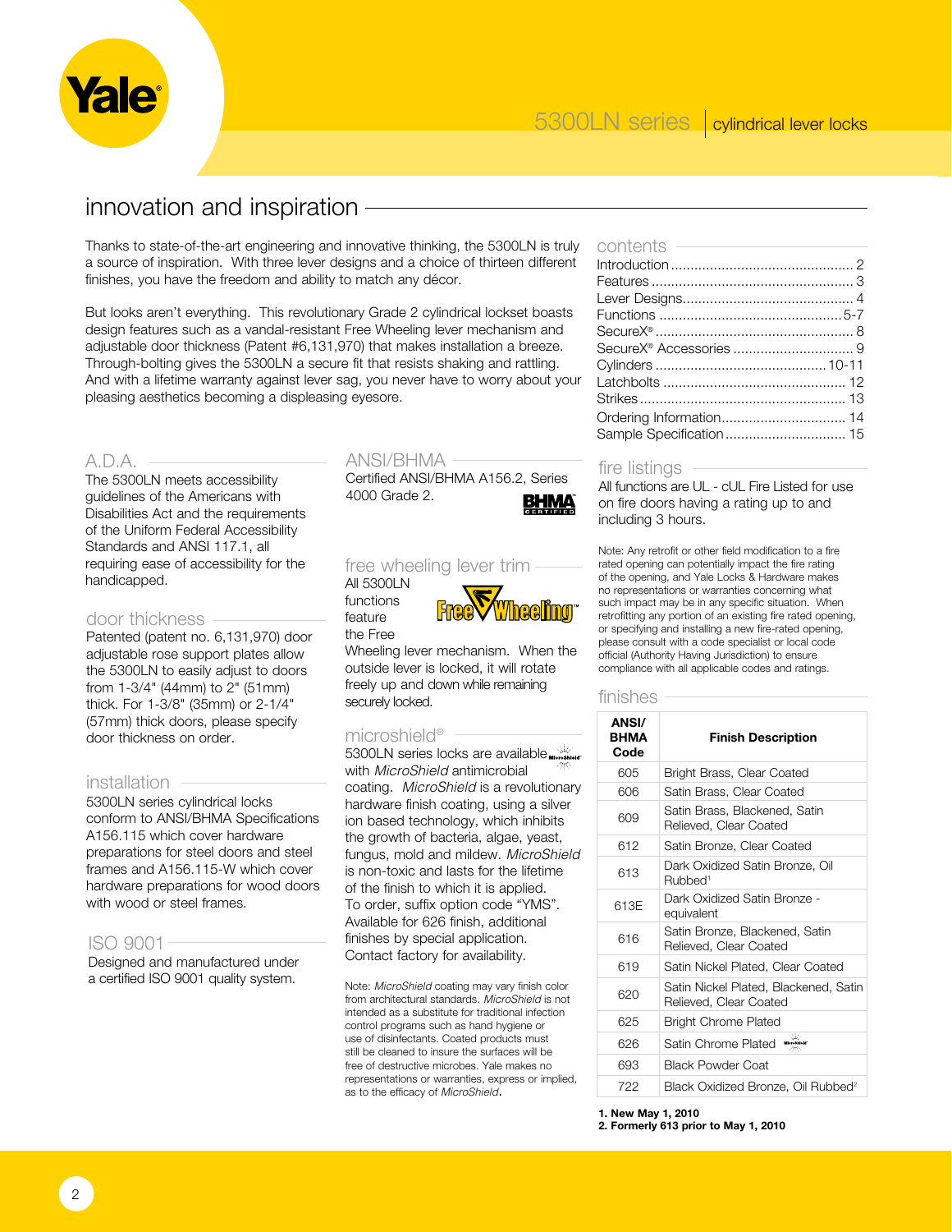# 5300LN series | cylindrical lever locks

## innovation and inspiration

Thanks to state-of-the-art engineering and innovative thinking, the 5300LN is truly a source of inspiration. With three lever designs and a choice of thirteen different finishes, you have the freedom and ability to match any décor.

But looks aren't everything. This revolutionary Grade 2 cylindrical lockset boasts design features such as a vandal-resistant Free Wheeling lever mechanism and adjustable door thickness (Patent #6,131,970) that makes installation a breeze. Through-bolting gives the 5300LN a secure fit that resists shaking and rattling. And with a lifetime warranty against lever sag, you never have to worry about your pleasing aesthetics becoming a displeasing eyesore.

### A.D.A.

The 5300LN meets accessibility guidelines of the Americans with Disabilities Act and the requirements of the Uniform Federal Accessibility Standards and ANSI 117.1, all requiring ease of accessibility for the handicapped.

### door thickness

Patented (patent no. 6,131,970) door adjustable rose support plates allow the 5300LN to easily adjust to doors from 1-3/4" (44mm) to 2" (51mm) thick. For 1-3/8" (35mm) or 2-1/4" (57mm) thick doors, please specify door thickness on order.

### installation

5300LN series cylindrical locks conform to ANSI/BHMA Specifications A156.115 which cover hardware preparations for steel doors and steel frames and A156.115-W which cover hardware preparations for wood doors with wood or steel frames.

### ISO 9001

Designed and manufactured under a certified ISO 9001 quality system.

### ANSI/BHMA

Certified ANSI/BHMA A156.2, Series 4000 Grade 2.

BHMA CERTIFIED

### free wheeling lever trim

All 5300LN functions feature the Free Wheeling lever mechanism. When the outside lever is locked, it will rotate freely up and down while remaining securely locked.

### microshield®

5300LN series locks are available with *MicroShield* antimicrobial coating. *MicroShield* is a revolutionary hardware finish coating, using a silver ion based technology, which inhibits the growth of bacteria, algae, yeast, fungus, mold and mildew. *MicroShield* is non-toxic and lasts for the lifetime of the finish to which it is applied. To order, suffix option code "YMS". Available for 626 finish, additional finishes by special application. Contact factory for availability.

Note: *MicroShield* coating may vary finish color from architectural standards. *MicroShield* is not intended as a substitute for traditional infection control programs such as hand hygiene or use of disinfectants. Coated products must still be cleaned to insure the surfaces will be free of destructive microbes. Yale makes no representations or warranties, express or implied, as to the efficacy of *MicroShield*.

### contents

- Introduction ........ 2
- Features ........ 3
- Lever Designs ........ 4
- Functions ........ 5-7
- SecureX® ........ 8
- SecureX® Accessories ........ 9
- Cylinders ........ 10-11
- Latchbolts ........ 12
- Strikes ........ 13
- Ordering Information ........ 14
- Sample Specification ........ 15

### fire listings

All functions are UL - cUL Fire Listed for use on fire doors having a rating up to and including 3 hours.

Note: Any retrofit or other field modification to a fire rated opening can potentially impact the fire rating of the opening, and Yale Locks & Hardware makes no representations or warranties concerning what such impact may be in any specific situation. When retrofitting any portion of an existing fire rated opening, or specifying and installing a new fire-rated opening, please consult with a code specialist or local code official (Authority Having Jurisdiction) to ensure compliance with all applicable codes and ratings.

### finishes

| ANSI/ BHMA Code | Finish Description |
|---|---|
| 605 | Bright Brass, Clear Coated |
| 606 | Satin Brass, Clear Coated |
| 609 | Satin Brass, Blackened, Satin Relieved, Clear Coated |
| 612 | Satin Bronze, Clear Coated |
| 613 | Dark Oxidized Satin Bronze, Oil Rubbed[1] |
| 613E | Dark Oxidized Satin Bronze - equivalent |
| 616 | Satin Bronze, Blackened, Satin Relieved, Clear Coated |
| 619 | Satin Nickel Plated, Clear Coated |
| 620 | Satin Nickel Plated, Blackened, Satin Relieved, Clear Coated |
| 625 | Bright Chrome Plated |
| 626 | Satin Chrome Plated (MicroShield) |
| 693 | Black Powder Coat |
| 722 | Black Oxidized Bronze, Oil Rubbed[2] |

**1. New May 1, 2010**
**2. Formerly 613 prior to May 1, 2010**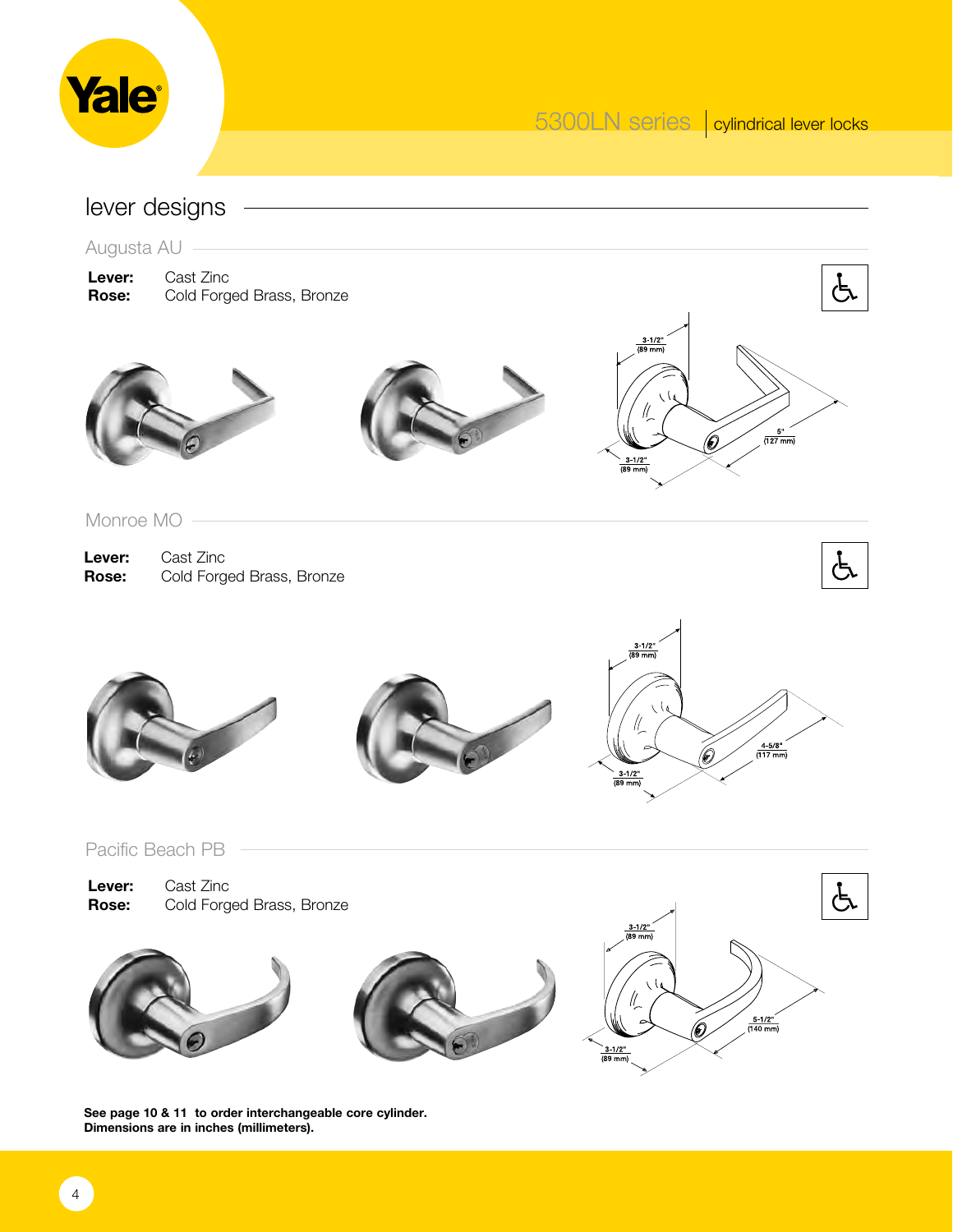# lever designs

## Augusta AU

**Lever:** Cast Zinc
**Rose:** Cold Forged Brass, Bronze

3-1/2" (89 mm)

5" (127 mm)

3-1/2" (89 mm)

## Monroe MO

**Lever:** Cast Zinc
**Rose:** Cold Forged Brass, Bronze

3-1/2" (89 mm)

4-5/8" (117 mm)

3-1/2" (89 mm)

## Pacific Beach PB

**Lever:** Cast Zinc
**Rose:** Cold Forged Brass, Bronze

3-1/2" (89 mm)

5-1/2" (140 mm)

3-1/2" (89 mm)

**See page 10 & 11 to order interchangeable core cylinder.**
**Dimensions are in inches (millimeters).**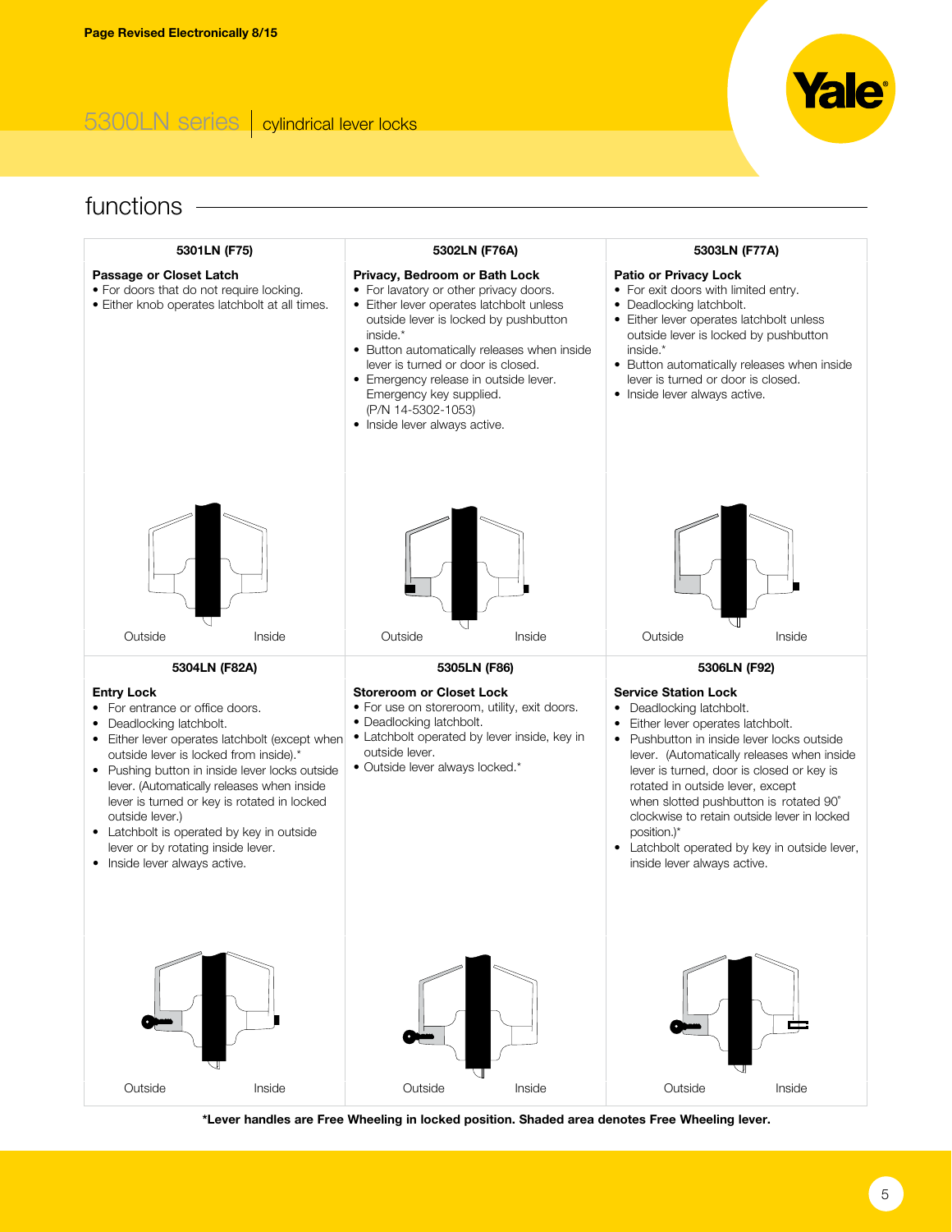Page Revised Electronically 8/15

5300LN series | cylindrical lever locks

## functions

### 5301LN (F75)

**Passage or Closet Latch**

- For doors that do not require locking.
- Either knob operates latchbolt at all times.

Outside Inside

### 5302LN (F76A)

**Privacy, Bedroom or Bath Lock**

- For lavatory or other privacy doors.
- Either lever operates latchbolt unless outside lever is locked by pushbutton inside.*
- Button automatically releases when inside lever is turned or door is closed.
- Emergency release in outside lever. Emergency key supplied. (P/N 14-5302-1053)
- Inside lever always active.

Outside Inside

### 5303LN (F77A)

**Patio or Privacy Lock**

- For exit doors with limited entry.
- Deadlocking latchbolt.
- Either lever operates latchbolt unless outside lever is locked by pushbutton inside.*
- Button automatically releases when inside lever is turned or door is closed.
- Inside lever always active.

Outside Inside

### 5304LN (F82A)

**Entry Lock**

- For entrance or office doors.
- Deadlocking latchbolt.
- Either lever operates latchbolt (except when outside lever is locked from inside).*
- Pushing button in inside lever locks outside lever. (Automatically releases when inside lever is turned or key is rotated in locked outside lever.)
- Latchbolt is operated by key in outside lever or by rotating inside lever.
- Inside lever always active.

Outside Inside

### 5305LN (F86)

**Storeroom or Closet Lock**

- For use on storeroom, utility, exit doors.
- Deadlocking latchbolt.
- Latchbolt operated by lever inside, key in outside lever.
- Outside lever always locked.*

Outside Inside

### 5306LN (F92)

**Service Station Lock**

- Deadlocking latchbolt.
- Either lever operates latchbolt.
- Pushbutton in inside lever locks outside lever. (Automatically releases when inside lever is turned, door is closed or key is rotated in outside lever, except when slotted pushbutton is rotated 90° clockwise to retain outside lever in locked position.)*
- Latchbolt operated by key in outside lever, inside lever always active.

Outside Inside

**\*Lever handles are Free Wheeling in locked position. Shaded area denotes Free Wheeling lever.**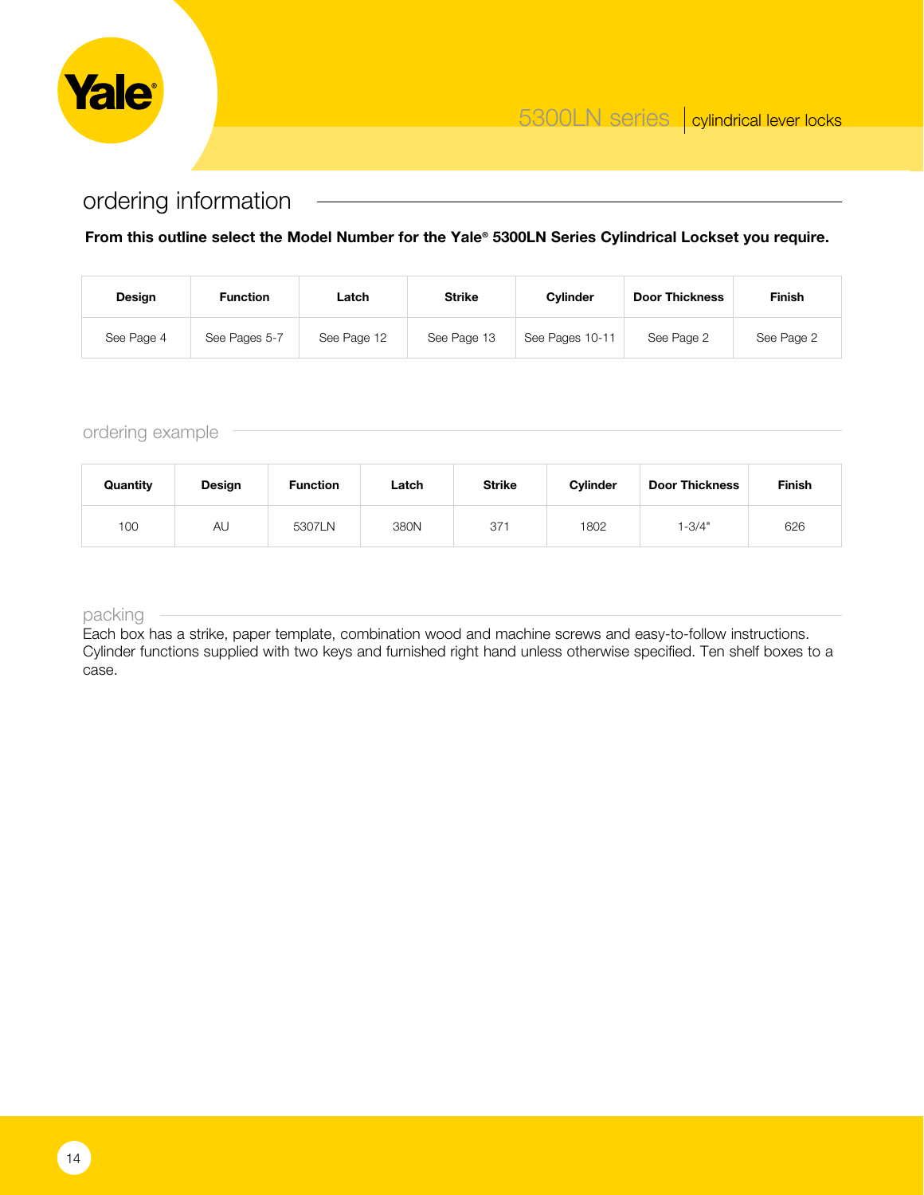## ordering information

**From this outline select the Model Number for the Yale® 5300LN Series Cylindrical Lockset you require.**

| Design | Function | Latch | Strike | Cylinder | Door Thickness | Finish |
|---|---|---|---|---|---|---|
| See Page 4 | See Pages 5-7 | See Page 12 | See Page 13 | See Pages 10-11 | See Page 2 | See Page 2 |

### ordering example

| Quantity | Design | Function | Latch | Strike | Cylinder | Door Thickness | Finish |
|---|---|---|---|---|---|---|---|
| 100 | AU | 5307LN | 380N | 371 | 1802 | 1-3/4" | 626 |

### packing

Each box has a strike, paper template, combination wood and machine screws and easy-to-follow instructions. Cylinder functions supplied with two keys and furnished right hand unless otherwise specified. Ten shelf boxes to a case.